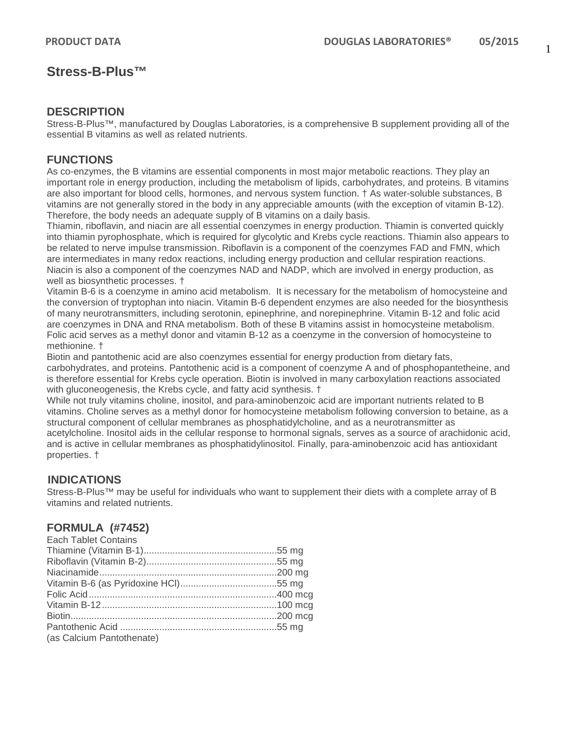# Stress-B-Plus™

## DESCRIPTION

Stress-B-Plus™, manufactured by Douglas Laboratories, is a comprehensive B supplement providing all of the essential B vitamins as well as related nutrients.

## FUNCTIONS

As co-enzymes, the B vitamins are essential components in most major metabolic reactions. They play an important role in energy production, including the metabolism of lipids, carbohydrates, and proteins. B vitamins are also important for blood cells, hormones, and nervous system function. † As water-soluble substances, B vitamins are not generally stored in the body in any appreciable amounts (with the exception of vitamin B-12). Therefore, the body needs an adequate supply of B vitamins on a daily basis.

Thiamin, riboflavin, and niacin are all essential coenzymes in energy production. Thiamin is converted quickly into thiamin pyrophosphate, which is required for glycolytic and Krebs cycle reactions. Thiamin also appears to be related to nerve impulse transmission. Riboflavin is a component of the coenzymes FAD and FMN, which are intermediates in many redox reactions, including energy production and cellular respiration reactions. Niacin is also a component of the coenzymes NAD and NADP, which are involved in energy production, as well as biosynthetic processes. †

Vitamin B-6 is a coenzyme in amino acid metabolism. It is necessary for the metabolism of homocysteine and the conversion of tryptophan into niacin. Vitamin B-6 dependent enzymes are also needed for the biosynthesis of many neurotransmitters, including serotonin, epinephrine, and norepinephrine. Vitamin B-12 and folic acid are coenzymes in DNA and RNA metabolism. Both of these B vitamins assist in homocysteine metabolism. Folic acid serves as a methyl donor and vitamin B-12 as a coenzyme in the conversion of homocysteine to methionine. †

Biotin and pantothenic acid are also coenzymes essential for energy production from dietary fats, carbohydrates, and proteins. Pantothenic acid is a component of coenzyme A and of phosphopantetheine, and is therefore essential for Krebs cycle operation. Biotin is involved in many carboxylation reactions associated with gluconeogenesis, the Krebs cycle, and fatty acid synthesis. †

While not truly vitamins choline, inositol, and para-aminobenzoic acid are important nutrients related to B vitamins. Choline serves as a methyl donor for homocysteine metabolism following conversion to betaine, as a structural component of cellular membranes as phosphatidylcholine, and as a neurotransmitter as acetylcholine. Inositol aids in the cellular response to hormonal signals, serves as a source of arachidonic acid, and is active in cellular membranes as phosphatidylinositol. Finally, para-aminobenzoic acid has antioxidant properties. †

## INDICATIONS

Stress-B-Plus™ may be useful for individuals who want to supplement their diets with a complete array of B vitamins and related nutrients.

## FORMULA (#7452)

Each Tablet Contains

| Ingredient | Amount |
|---|---|
| Thiamine (Vitamin B-1) | 55 mg |
| Riboflavin (Vitamin B-2) | 55 mg |
| Niacinamide | 200 mg |
| Vitamin B-6 (as Pyridoxine HCl) | 55 mg |
| Folic Acid | 400 mcg |
| Vitamin B-12 | 100 mcg |
| Biotin | 200 mcg |
| Pantothenic Acid (as Calcium Pantothenate) | 55 mg |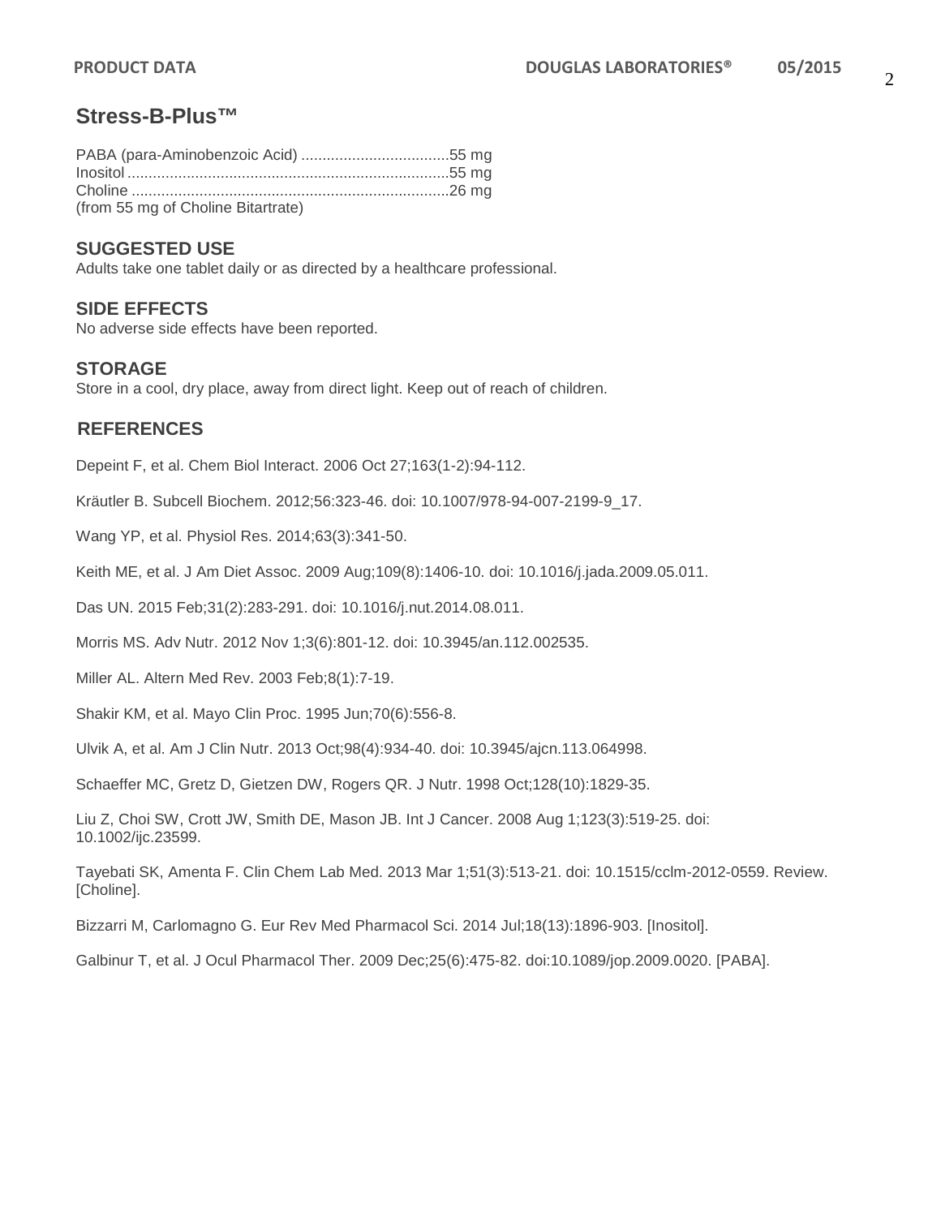## Stress-B-Plus™

PABA (para-Aminobenzoic Acid) ..................................55 mg
Inositol ...........................................................................55 mg
Choline ..........................................................................26 mg
(from 55 mg of Choline Bitartrate)

### SUGGESTED USE

Adults take one tablet daily or as directed by a healthcare professional.

### SIDE EFFECTS

No adverse side effects have been reported.

### STORAGE

Store in a cool, dry place, away from direct light. Keep out of reach of children.

### REFERENCES

Depeint F, et al. Chem Biol Interact. 2006 Oct 27;163(1-2):94-112.

Kräutler B. Subcell Biochem. 2012;56:323-46. doi: 10.1007/978-94-007-2199-9_17.

Wang YP, et al. Physiol Res. 2014;63(3):341-50.

Keith ME, et al. J Am Diet Assoc. 2009 Aug;109(8):1406-10. doi: 10.1016/j.jada.2009.05.011.

Das UN. 2015 Feb;31(2):283-291. doi: 10.1016/j.nut.2014.08.011.

Morris MS. Adv Nutr. 2012 Nov 1;3(6):801-12. doi: 10.3945/an.112.002535.

Miller AL. Altern Med Rev. 2003 Feb;8(1):7-19.

Shakir KM, et al. Mayo Clin Proc. 1995 Jun;70(6):556-8.

Ulvik A, et al. Am J Clin Nutr. 2013 Oct;98(4):934-40. doi: 10.3945/ajcn.113.064998.

Schaeffer MC, Gretz D, Gietzen DW, Rogers QR. J Nutr. 1998 Oct;128(10):1829-35.

Liu Z, Choi SW, Crott JW, Smith DE, Mason JB. Int J Cancer. 2008 Aug 1;123(3):519-25. doi: 10.1002/ijc.23599.

Tayebati SK, Amenta F. Clin Chem Lab Med. 2013 Mar 1;51(3):513-21. doi: 10.1515/cclm-2012-0559. Review. [Choline].

Bizzarri M, Carlomagno G. Eur Rev Med Pharmacol Sci. 2014 Jul;18(13):1896-903. [Inositol].

Galbinur T, et al. J Ocul Pharmacol Ther. 2009 Dec;25(6):475-82. doi:10.1089/jop.2009.0020. [PABA].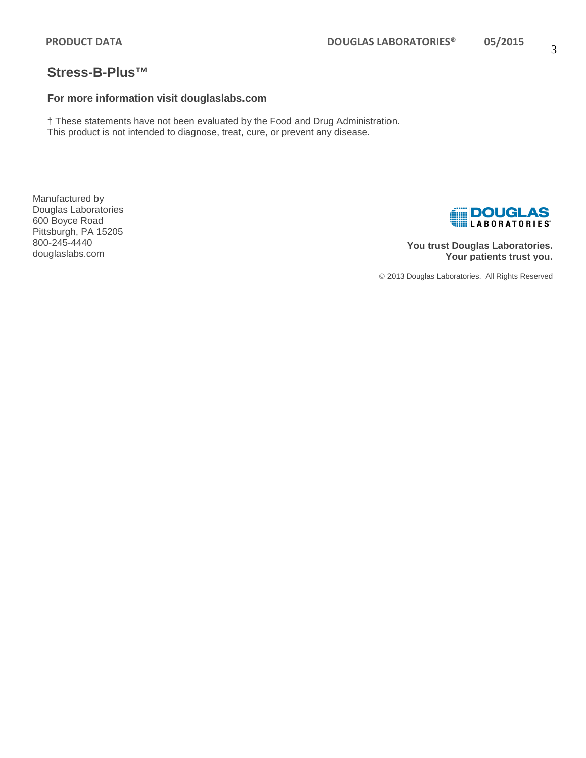## Stress-B-Plus™

**For more information visit douglaslabs.com**

† These statements have not been evaluated by the Food and Drug Administration.
This product is not intended to diagnose, treat, cure, or prevent any disease.

Manufactured by
Douglas Laboratories
600 Boyce Road
Pittsburgh, PA 15205
800-245-4440
douglaslabs.com

**You trust Douglas Laboratories.**
**Your patients trust you.**

© 2013 Douglas Laboratories. All Rights Reserved